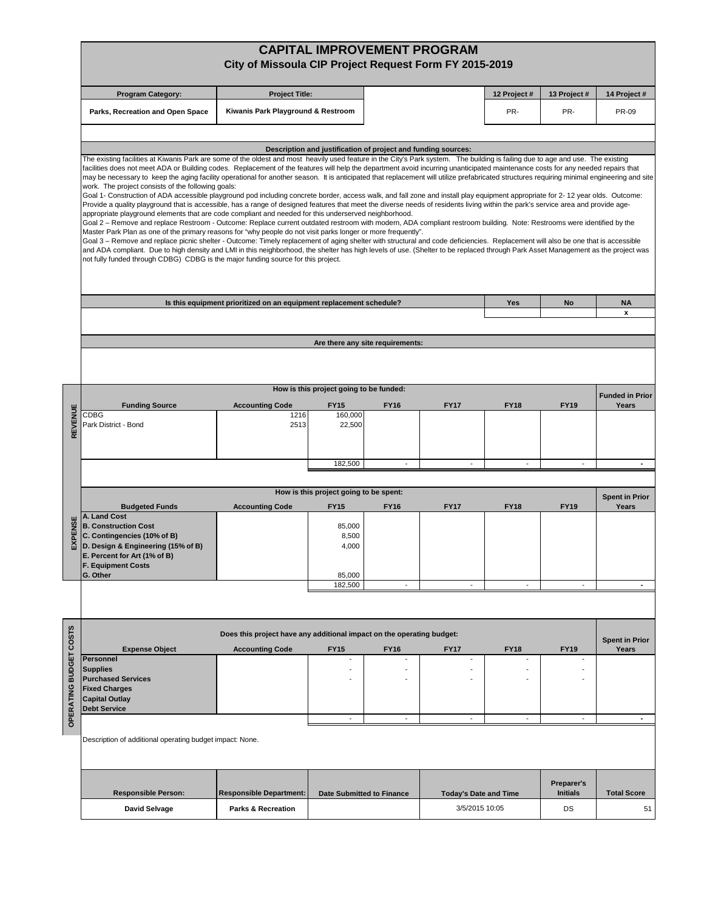# CAPITAL IMPROVEMENT PROGRAM

## City of Missoula CIP Project Request Form FY 2015-2019

| Program Category: | Project Title: | | 12 Project # | 13 Project # | 14 Project # |
|---|---|---|---|---|---|
| Parks, Recreation and Open Space | Kiwanis Park Playground & Restroom | | PR- | PR- | PR-09 |

**Description and justification of project and funding sources:**

The existing facilities at Kiwanis Park are some of the oldest and most heavily used feature in the City's Park system. The building is failing due to age and use. The existing facilities does not meet ADA or Building codes. Replacement of the features will help the department avoid incurring unanticipated maintenance costs for any needed repairs that may be necessary to keep the aging facility operational for another season. It is anticipated that replacement will utilize prefabricated structures requiring minimal engineering and site work. The project consists of the following goals:

Goal 1- Construction of ADA accessible playground pod including concrete border, access walk, and fall zone and install play equipment appropriate for 2- 12 year olds. Outcome: Provide a quality playground that is accessible, has a range of designed features that meet the diverse needs of residents living within the park's service area and provide age-appropriate playground elements that are code compliant and needed for this underserved neighborhood.

Goal 2 – Remove and replace Restroom - Outcome: Replace current outdated restroom with modern, ADA compliant restroom building. Note: Restrooms were identified by the Master Park Plan as one of the primary reasons for "why people do not visit parks longer or more frequently".

Goal 3 – Remove and replace picnic shelter - Outcome: Timely replacement of aging shelter with structural and code deficiencies. Replacement will also be one that is accessible and ADA compliant. Due to high density and LMI in this neighborhood, the shelter has high levels of use. (Shelter to be replaced through Park Asset Management as the project was not fully funded through CDBG) CDBG is the major funding source for this project.

| Is this equipment prioritized on an equipment replacement schedule? | Yes | No | NA |
|---|---|---|---|
| | | | x |

**Are there any site requirements:**

**REVENUE**

| How is this project going to be funded: | | | | | | | |
|---|---|---|---|---|---|---|---|
| Funding Source | Accounting Code | FY15 | FY16 | FY17 | FY18 | FY19 | Funded in Prior Years |
| CDBG | 1216 | 160,000 | | | | | |
| Park District - Bond | 2513 | 22,500 | | | | | |
| | | 182,500 | - | - | - | - | - |

**EXPENSE**

| How is this project going to be spent: | | | | | | | |
|---|---|---|---|---|---|---|---|
| Budgeted Funds | Accounting Code | FY15 | FY16 | FY17 | FY18 | FY19 | Spent in Prior Years |
| A. Land Cost | | | | | | | |
| B. Construction Cost | | 85,000 | | | | | |
| C. Contingencies (10% of B) | | 8,500 | | | | | |
| D. Design & Engineering (15% of B) | | 4,000 | | | | | |
| E. Percent for Art (1% of B) | | | | | | | |
| F. Equipment Costs | | | | | | | |
| G. Other | | 85,000 | | | | | |
| | | 182,500 | - | - | - | - | - |

**OPERATING BUDGET COSTS**

| Does this project have any additional impact on the operating budget: | | | | | | | |
|---|---|---|---|---|---|---|---|
| Expense Object | Accounting Code | FY15 | FY16 | FY17 | FY18 | FY19 | Spent in Prior Years |
| Personnel | | - | - | - | - | - | |
| Supplies | | - | - | - | - | - | |
| Purchased Services | | - | - | - | - | - | |
| Fixed Charges | | | | | | | |
| Capital Outlay | | | | | | | |
| Debt Service | | | | | | | |
| | | - | - | - | - | - | - |

Description of additional operating budget impact: None.

| Responsible Person: | Responsible Department: | Date Submitted to Finance | Today's Date and Time | Preparer's Initials | Total Score |
|---|---|---|---|---|---|
| David Selvage | Parks & Recreation | | 3/5/2015 10:05 | DS | 51 |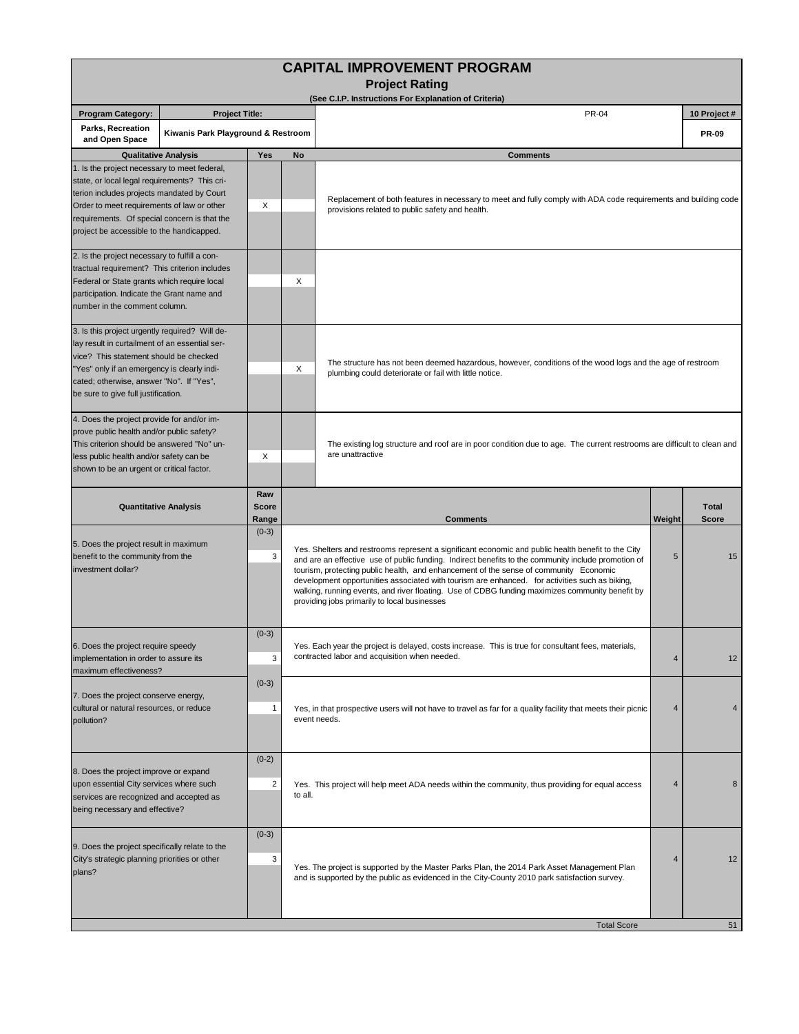# CAPITAL IMPROVEMENT PROGRAM

## Project Rating

(See C.I.P. Instructions For Explanation of Criteria)

| Program Category: | Project Title: | | 10 Project # |
|---|---|---|---|
| Parks, Recreation and Open Space | Kiwanis Park Playground & Restroom | PR-04 | PR-09 |

| Qualitative Analysis | Yes | No | Comments |
|---|---|---|---|
| 1. Is the project necessary to meet federal, state, or local legal requirements? This criterion includes projects mandated by Court Order to meet requirements of law or other requirements. Of special concern is that the project be accessible to the handicapped. | X | | Replacement of both features in necessary to meet and fully comply with ADA code requirements and building code provisions related to public safety and health. |
| 2. Is the project necessary to fulfill a contractual requirement? This criterion includes Federal or State grants which require local participation. Indicate the Grant name and number in the comment column. | | X | |
| 3. Is this project urgently required? Will delay result in curtailment of an essential service? This statement should be checked "Yes" only if an emergency is clearly indicated; otherwise, answer "No". If "Yes", be sure to give full justification. | | X | The structure has not been deemed hazardous, however, conditions of the wood logs and the age of restroom plumbing could deteriorate or fail with little notice. |
| 4. Does the project provide for and/or improve public health and/or public safety? This criterion should be answered "No" unless public health and/or safety can be shown to be an urgent or critical factor. | X | | The existing log structure and roof are in poor condition due to age. The current restrooms are difficult to clean and are unattractive |

| Quantitative Analysis | Raw Score Range | Raw Score | Comments | Weight | Total Score |
|---|---|---|---|---|---|
| 5. Does the project result in maximum benefit to the community from the investment dollar? | (0-3) | 3 | Yes. Shelters and restrooms represent a significant economic and public health benefit to the City and are an effective use of public funding. Indirect benefits to the community include promotion of tourism, protecting public health, and enhancement of the sense of community Economic development opportunities associated with tourism are enhanced. for activities such as biking, walking, running events, and river floating. Use of CDBG funding maximizes community benefit by providing jobs primarily to local businesses | 5 | 15 |
| 6. Does the project require speedy implementation in order to assure its maximum effectiveness? | (0-3) | 3 | Yes. Each year the project is delayed, costs increase. This is true for consultant fees, materials, contracted labor and acquisition when needed. | 4 | 12 |
| 7. Does the project conserve energy, cultural or natural resources, or reduce pollution? | (0-3) | 1 | Yes, in that prospective users will not have to travel as far for a quality facility that meets their picnic event needs. | 4 | 4 |
| 8. Does the project improve or expand upon essential City services where such services are recognized and accepted as being necessary and effective? | (0-2) | 2 | Yes. This project will help meet ADA needs within the community, thus providing for equal access to all. | 4 | 8 |
| 9. Does the project specifically relate to the City's strategic planning priorities or other plans? | (0-3) | 3 | Yes. The project is supported by the Master Parks Plan, the 2014 Park Asset Management Plan and is supported by the public as evidenced in the City-County 2010 park satisfaction survey. | 4 | 12 |
| | | | Total Score | | 51 |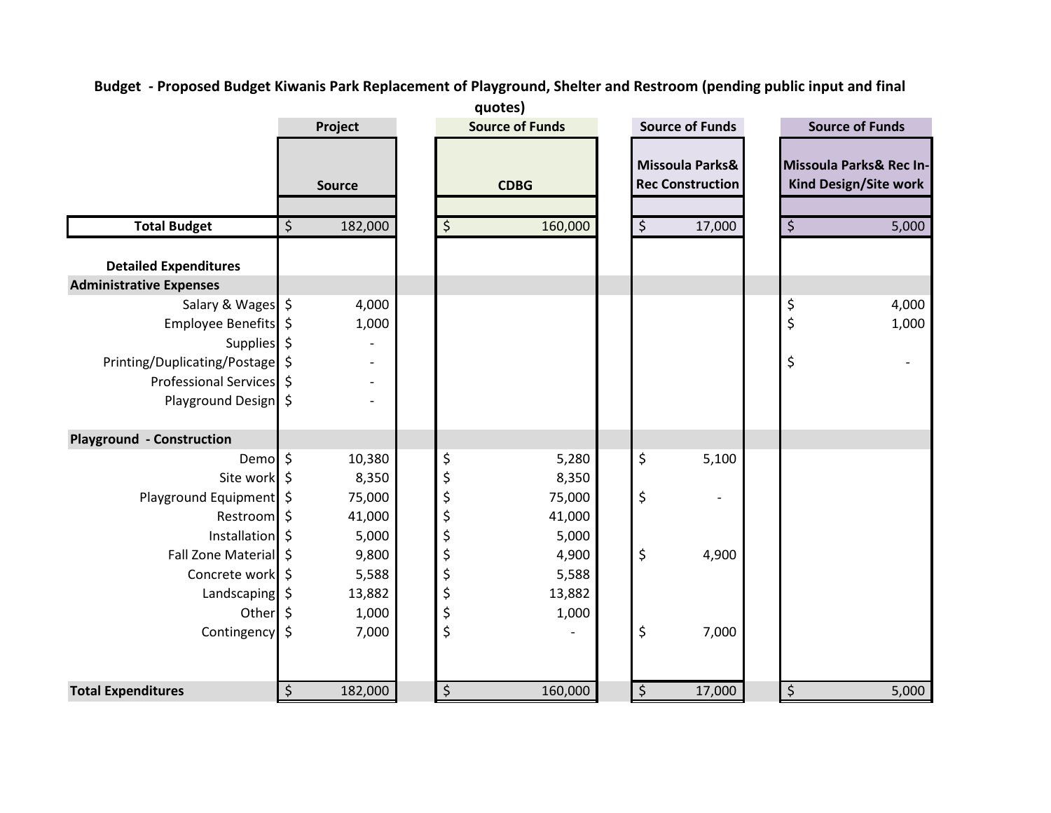**Budget - Proposed Budget Kiwanis Park Replacement of Playground, Shelter and Restroom (pending public input and final quotes)**

| | Project | Source of Funds | Source of Funds | Source of Funds |
|---|---|---|---|---|
| | Source | CDBG | Missoula Parks& Rec Construction | Missoula Parks& Rec In-Kind Design/Site work |
| **Total Budget** | $ 182,000 | $ 160,000 | $ 17,000 | $ 5,000 |
| **Detailed Expenditures** | | | | |
| **Administrative Expenses** | | | | |
| Salary & Wages | $ 4,000 | | | $ 4,000 |
| Employee Benefits | $ 1,000 | | | $ 1,000 |
| Supplies | $ - | | | |
| Printing/Duplicating/Postage | $ - | | | $ - |
| Professional Services | $ - | | | |
| Playground Design | $ - | | | |
| **Playground - Construction** | | | | |
| Demo | $ 10,380 | $ 5,280 | $ 5,100 | |
| Site work | $ 8,350 | $ 8,350 | | |
| Playground Equipment | $ 75,000 | $ 75,000 | $ - | |
| Restroom | $ 41,000 | $ 41,000 | | |
| Installation | $ 5,000 | $ 5,000 | | |
| Fall Zone Material | $ 9,800 | $ 4,900 | $ 4,900 | |
| Concrete work | $ 5,588 | $ 5,588 | | |
| Landscaping | $ 13,882 | $ 13,882 | | |
| Other | $ 1,000 | $ 1,000 | | |
| Contingency | $ 7,000 | $ - | $ 7,000 | |
| **Total Expenditures** | $ 182,000 | $ 160,000 | $ 17,000 | $ 5,000 |